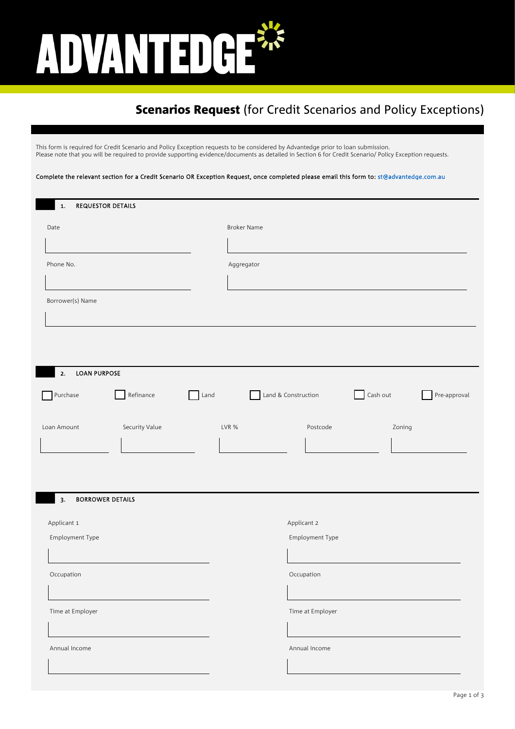# ADVANTEDGE

## **Scenarios Request** (for Credit Scenarios and Policy Exceptions)

This form is required for Credit Scenario and Policy Exception requests to be considered by Advantedge prior to loan submission.
Please note that you will be required to provide supporting evidence/documents as detailed in Section 6 for Credit Scenario/ Policy Exception requests.

**Complete the relevant section for a Credit Scenario OR Exception Request, once completed please email this form to:** st@advantedge.com.au

### 1. REQUESTOR DETAILS

Date

Broker Name

Phone No.

Aggregator

Borrower(s) Name

### 2. LOAN PURPOSE

☐ Purchase ☐ Refinance ☐ Land ☐ Land & Construction ☐ Cash out ☐ Pre-approval

| Loan Amount | Security Value | LVR % | Postcode | Zoning |
|---|---|---|---|---|
| | | | | |

### 3. BORROWER DETAILS

| Applicant 1 | Applicant 2 |
|---|---|
| Employment Type | Employment Type |
| | |
| Occupation | Occupation |
| | |
| Time at Employer | Time at Employer |
| | |
| Annual Income | Annual Income |
| | |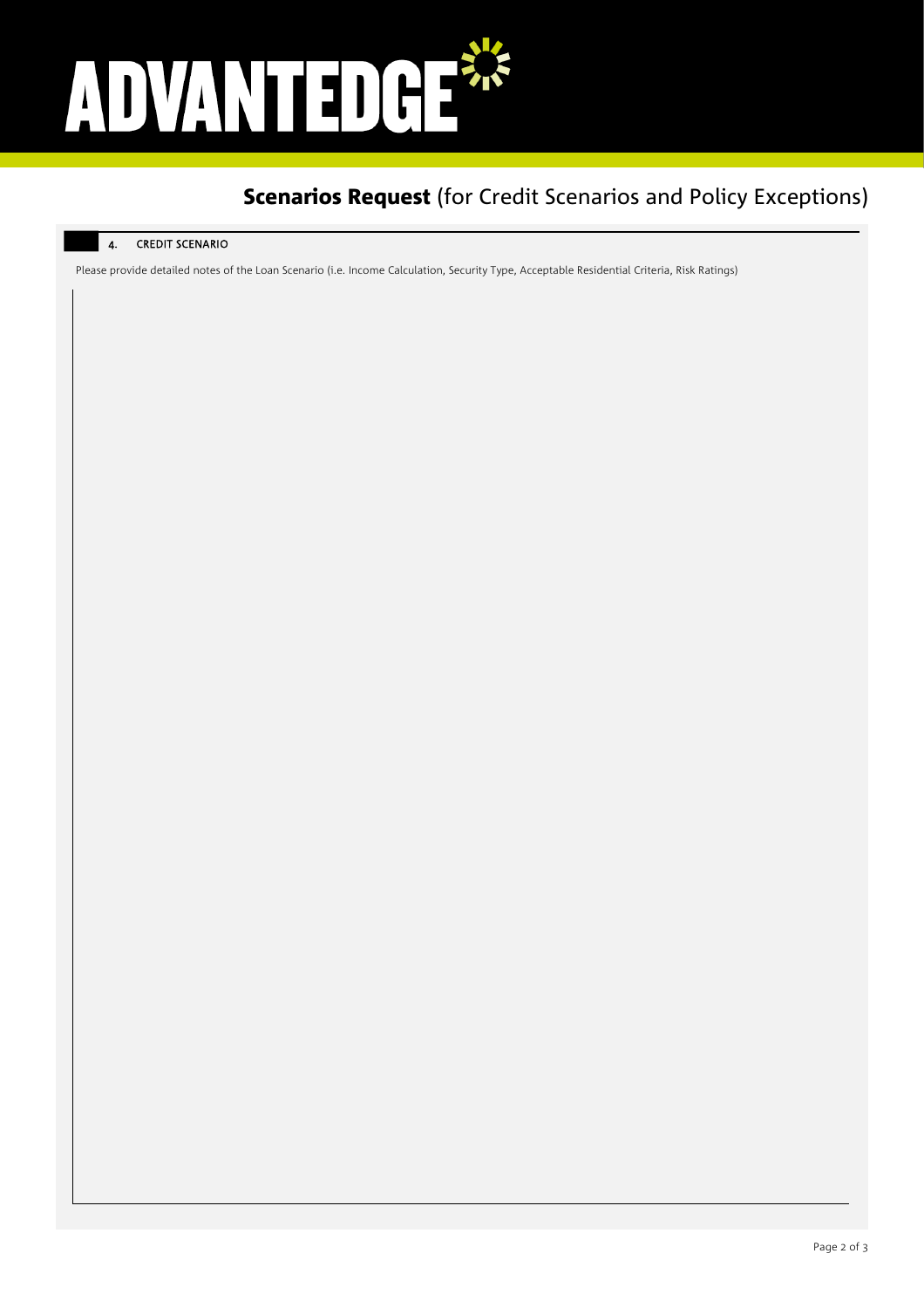# ADVANTEDGE

## **Scenarios Request** (for Credit Scenarios and Policy Exceptions)

### 4. CREDIT SCENARIO

Please provide detailed notes of the Loan Scenario (i.e. Income Calculation, Security Type, Acceptable Residential Criteria, Risk Ratings)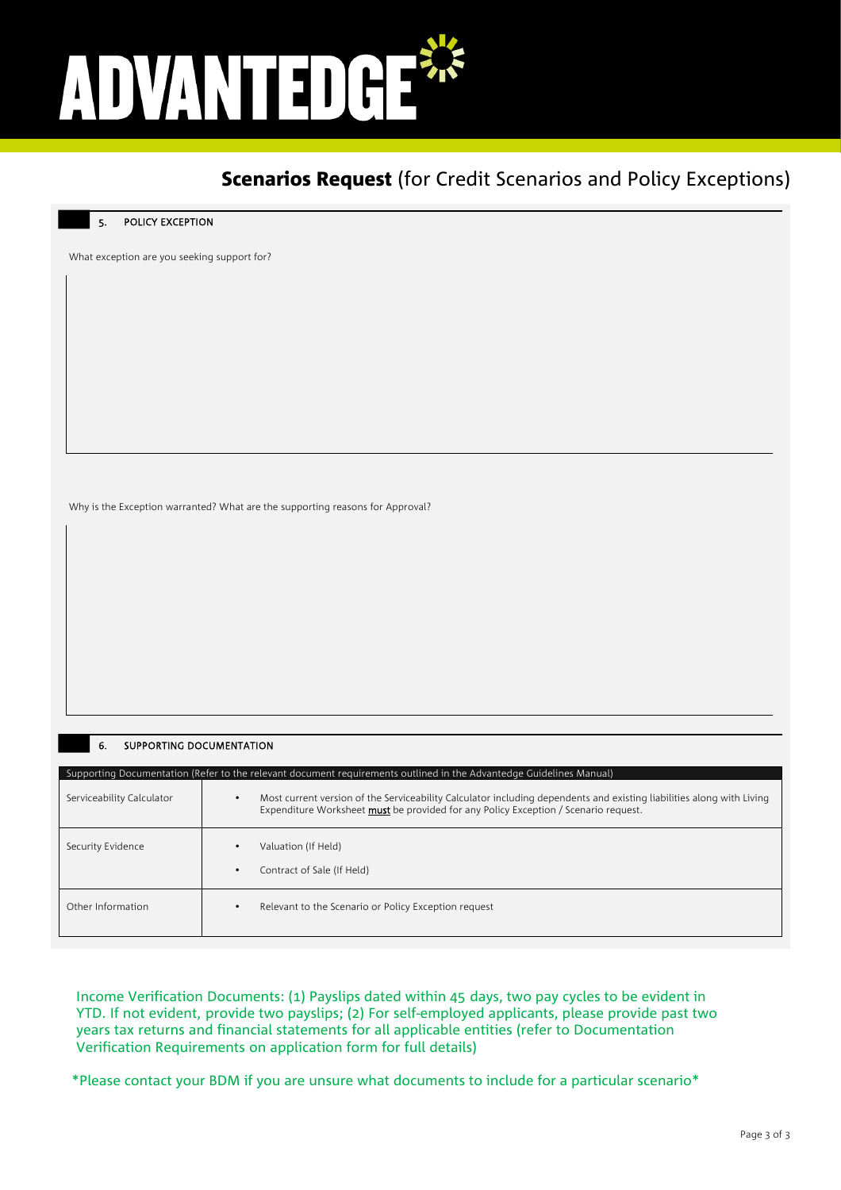# ADVANTEDGE

## **Scenarios Request** (for Credit Scenarios and Policy Exceptions)

### 5. POLICY EXCEPTION

What exception are you seeking support for?

Why is the Exception warranted? What are the supporting reasons for Approval?

### 6. SUPPORTING DOCUMENTATION

| Supporting Documentation (Refer to the relevant document requirements outlined in the Advantedge Guidelines Manual) | |
|---|---|
| Serviceability Calculator | • Most current version of the Serviceability Calculator including dependents and existing liabilities along with Living Expenditure Worksheet **must** be provided for any Policy Exception / Scenario request. |
| Security Evidence | • Valuation (If Held)<br>• Contract of Sale (If Held) |
| Other Information | • Relevant to the Scenario or Policy Exception request |

Income Verification Documents: (1) Payslips dated within 45 days, two pay cycles to be evident in YTD. If not evident, provide two payslips; (2) For self-employed applicants, please provide past two years tax returns and financial statements for all applicable entities (refer to Documentation Verification Requirements on application form for full details)

*Please contact your BDM if you are unsure what documents to include for a particular scenario*